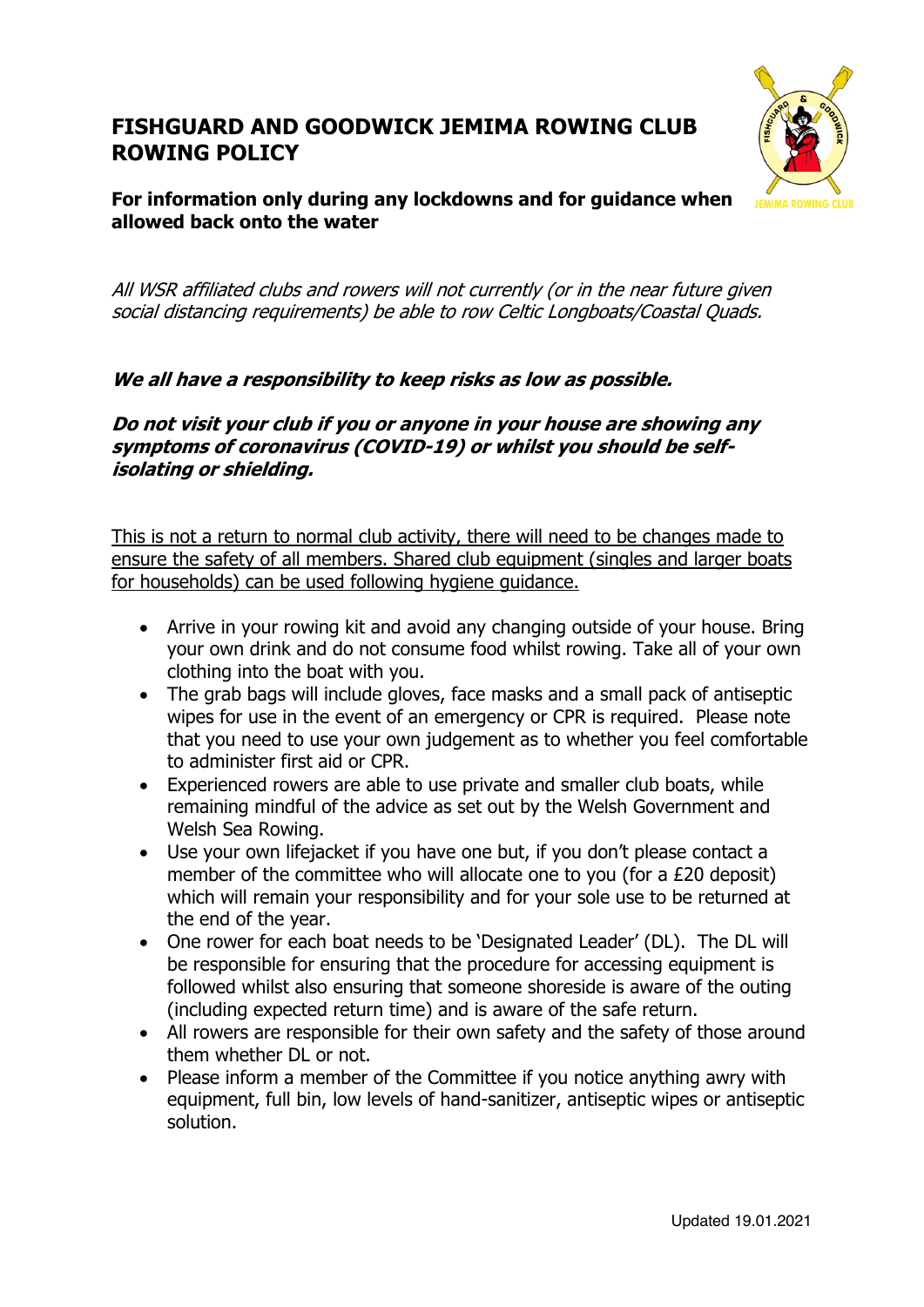# FISHGUARD AND GOODWICK JEMIMA ROWING CLUB ROWING POLICY

**For information only during any lockdowns and for guidance when allowed back onto the water**

*All WSR affiliated clubs and rowers will not currently (or in the near future given social distancing requirements) be able to row Celtic Longboats/Coastal Quads.*

***We all have a responsibility to keep risks as low as possible.***

***Do not visit your club if you or anyone in your house are showing any symptoms of coronavirus (COVID-19) or whilst you should be self-isolating or shielding.***

<u>This is not a return to normal club activity, there will need to be changes made to ensure the safety of all members. Shared club equipment (singles and larger boats for households) can be used following hygiene guidance.</u>

- Arrive in your rowing kit and avoid any changing outside of your house. Bring your own drink and do not consume food whilst rowing. Take all of your own clothing into the boat with you.
- The grab bags will include gloves, face masks and a small pack of antiseptic wipes for use in the event of an emergency or CPR is required. Please note that you need to use your own judgement as to whether you feel comfortable to administer first aid or CPR.
- Experienced rowers are able to use private and smaller club boats, while remaining mindful of the advice as set out by the Welsh Government and Welsh Sea Rowing.
- Use your own lifejacket if you have one but, if you don't please contact a member of the committee who will allocate one to you (for a £20 deposit) which will remain your responsibility and for your sole use to be returned at the end of the year.
- One rower for each boat needs to be 'Designated Leader' (DL). The DL will be responsible for ensuring that the procedure for accessing equipment is followed whilst also ensuring that someone shoreside is aware of the outing (including expected return time) and is aware of the safe return.
- All rowers are responsible for their own safety and the safety of those around them whether DL or not.
- Please inform a member of the Committee if you notice anything awry with equipment, full bin, low levels of hand-sanitizer, antiseptic wipes or antiseptic solution.

Updated 19.01.2021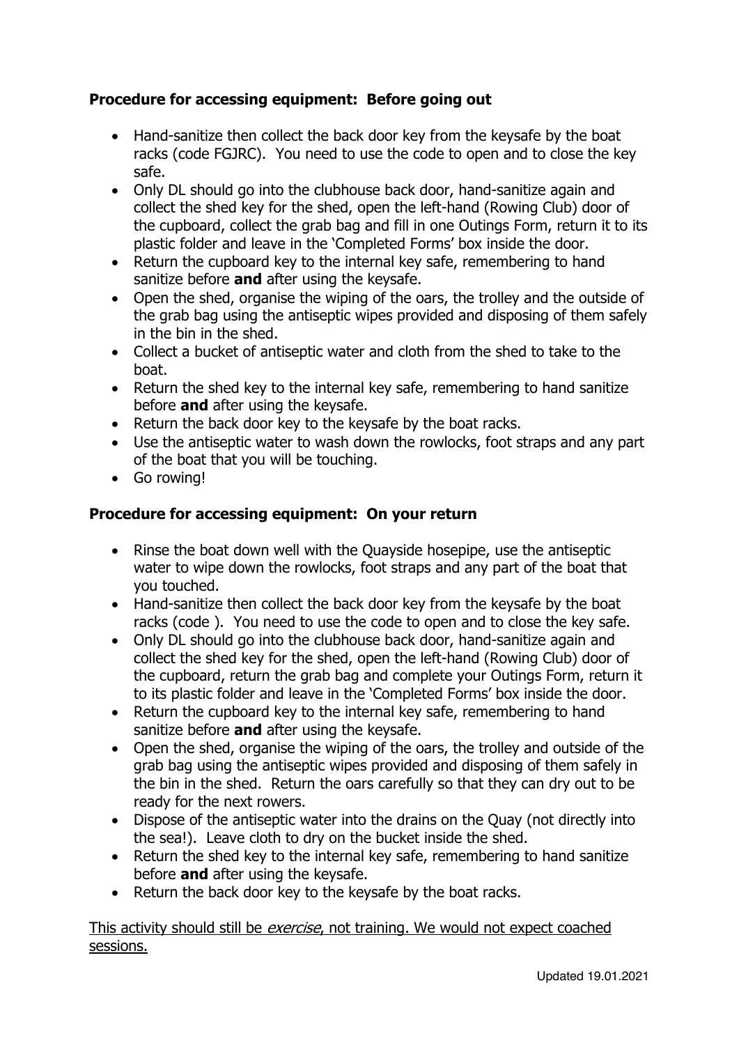**Procedure for accessing equipment: Before going out**

- Hand-sanitize then collect the back door key from the keysafe by the boat racks (code FGJRC). You need to use the code to open and to close the key safe.
- Only DL should go into the clubhouse back door, hand-sanitize again and collect the shed key for the shed, open the left-hand (Rowing Club) door of the cupboard, collect the grab bag and fill in one Outings Form, return it to its plastic folder and leave in the 'Completed Forms' box inside the door.
- Return the cupboard key to the internal key safe, remembering to hand sanitize before **and** after using the keysafe.
- Open the shed, organise the wiping of the oars, the trolley and the outside of the grab bag using the antiseptic wipes provided and disposing of them safely in the bin in the shed.
- Collect a bucket of antiseptic water and cloth from the shed to take to the boat.
- Return the shed key to the internal key safe, remembering to hand sanitize before **and** after using the keysafe.
- Return the back door key to the keysafe by the boat racks.
- Use the antiseptic water to wash down the rowlocks, foot straps and any part of the boat that you will be touching.
- Go rowing!

**Procedure for accessing equipment: On your return**

- Rinse the boat down well with the Quayside hosepipe, use the antiseptic water to wipe down the rowlocks, foot straps and any part of the boat that you touched.
- Hand-sanitize then collect the back door key from the keysafe by the boat racks (code ). You need to use the code to open and to close the key safe.
- Only DL should go into the clubhouse back door, hand-sanitize again and collect the shed key for the shed, open the left-hand (Rowing Club) door of the cupboard, return the grab bag and complete your Outings Form, return it to its plastic folder and leave in the 'Completed Forms' box inside the door.
- Return the cupboard key to the internal key safe, remembering to hand sanitize before **and** after using the keysafe.
- Open the shed, organise the wiping of the oars, the trolley and outside of the grab bag using the antiseptic wipes provided and disposing of them safely in the bin in the shed. Return the oars carefully so that they can dry out to be ready for the next rowers.
- Dispose of the antiseptic water into the drains on the Quay (not directly into the sea!). Leave cloth to dry on the bucket inside the shed.
- Return the shed key to the internal key safe, remembering to hand sanitize before **and** after using the keysafe.
- Return the back door key to the keysafe by the boat racks.

This activity should still be *exercise*, not training. We would not expect coached sessions.

Updated 19.01.2021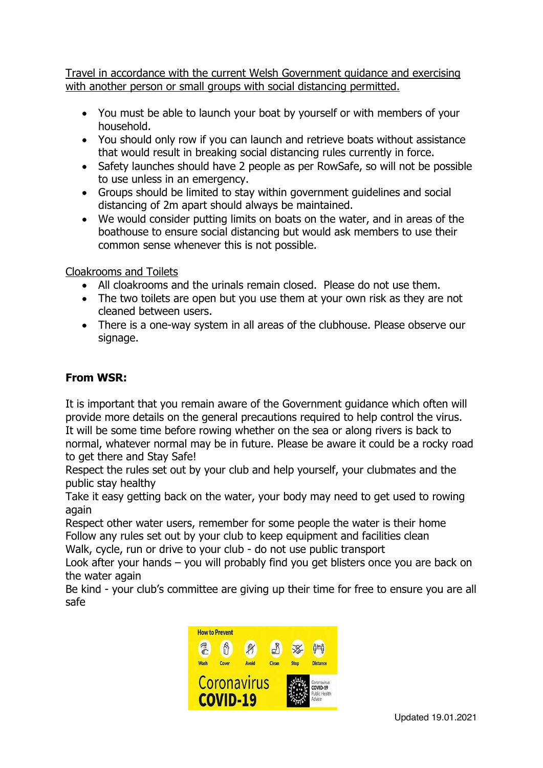<u>Travel in accordance with the current Welsh Government guidance and exercising with another person or small groups with social distancing permitted.</u>

- You must be able to launch your boat by yourself or with members of your household.
- You should only row if you can launch and retrieve boats without assistance that would result in breaking social distancing rules currently in force.
- Safety launches should have 2 people as per RowSafe, so will not be possible to use unless in an emergency.
- Groups should be limited to stay within government guidelines and social distancing of 2m apart should always be maintained.
- We would consider putting limits on boats on the water, and in areas of the boathouse to ensure social distancing but would ask members to use their common sense whenever this is not possible.

<u>Cloakrooms and Toilets</u>

- All cloakrooms and the urinals remain closed. Please do not use them.
- The two toilets are open but you use them at your own risk as they are not cleaned between users.
- There is a one-way system in all areas of the clubhouse. Please observe our signage.

**From WSR:**

It is important that you remain aware of the Government guidance which often will provide more details on the general precautions required to help control the virus. It will be some time before rowing whether on the sea or along rivers is back to normal, whatever normal may be in future. Please be aware it could be a rocky road to get there and Stay Safe!
Respect the rules set out by your club and help yourself, your clubmates and the public stay healthy
Take it easy getting back on the water, your body may need to get used to rowing again
Respect other water users, remember for some people the water is their home
Follow any rules set out by your club to keep equipment and facilities clean
Walk, cycle, run or drive to your club - do not use public transport
Look after your hands – you will probably find you get blisters once you are back on the water again
Be kind - your club's committee are giving up their time for free to ensure you are all safe

How to Prevent
Wash Cover Avoid Clean Stop Distance
Coronavirus COVID-19
Coronavirus COVID-19 Public Health Advice

Updated 19.01.2021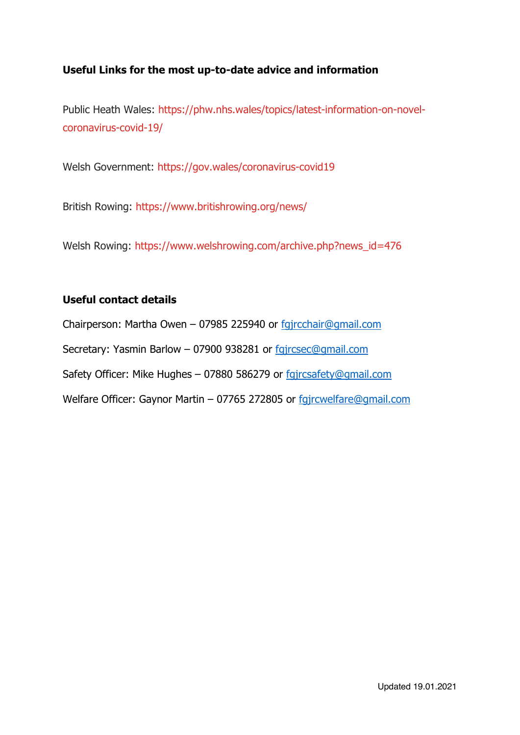**Useful Links for the most up-to-date advice and information**

Public Heath Wales: https://phw.nhs.wales/topics/latest-information-on-novel-coronavirus-covid-19/

Welsh Government: https://gov.wales/coronavirus-covid19

British Rowing: https://www.britishrowing.org/news/

Welsh Rowing: https://www.welshrowing.com/archive.php?news_id=476

**Useful contact details**

Chairperson: Martha Owen – 07985 225940 or fgjrcchair@gmail.com

Secretary: Yasmin Barlow – 07900 938281 or fgjrcsec@gmail.com

Safety Officer: Mike Hughes – 07880 586279 or fgjrcsafety@gmail.com

Welfare Officer: Gaynor Martin – 07765 272805 or fgjrcwelfare@gmail.com

Updated 19.01.2021